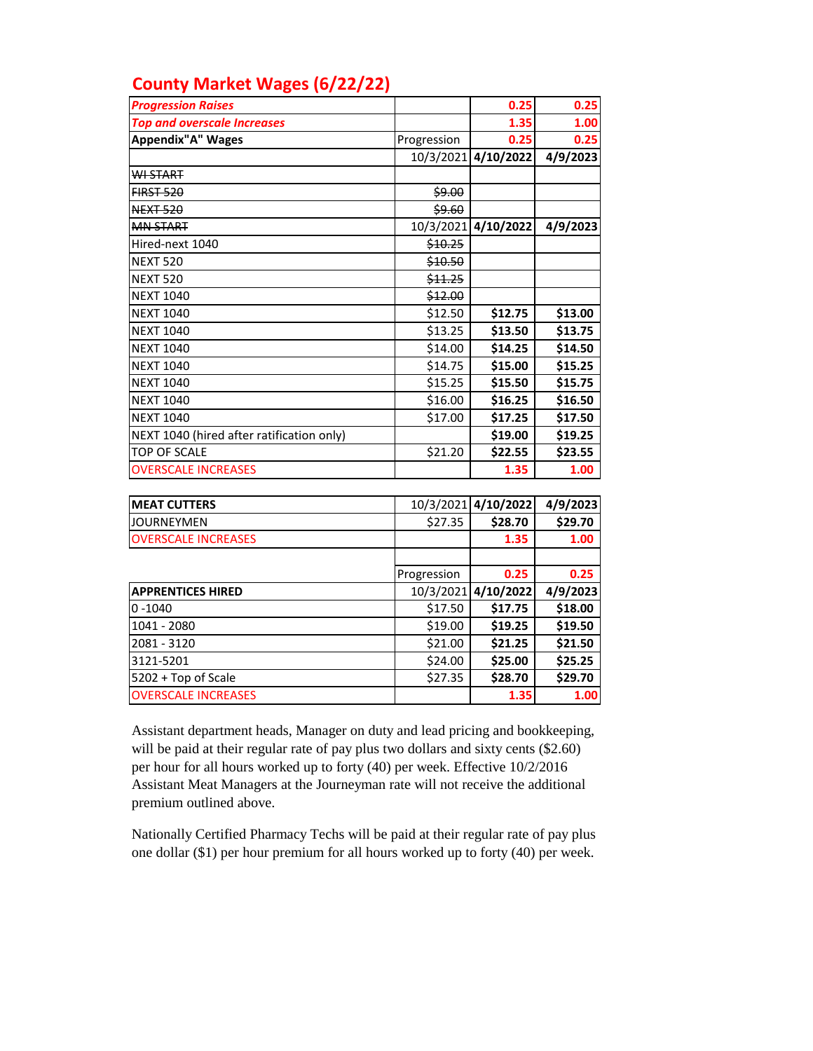# County Market Wages (6/22/22)

| ***Progression Raises*** | | 0.25 | 0.25 |
|---|---|---|---|
| ***Top and overscale Increases*** | | 1.35 | 1.00 |
| **Appendix"A" Wages** | Progression | 0.25 | 0.25 |
| | 10/3/2021 | **4/10/2022** | **4/9/2023** |
| ~~WI START~~ | | | |
| ~~FIRST 520~~ | ~~$9.00~~ | | |
| ~~NEXT 520~~ | ~~$9.60~~ | | |
| ~~MN START~~ | 10/3/2021 | **4/10/2022** | **4/9/2023** |
| Hired-next 1040 | ~~$10.25~~ | | |
| NEXT 520 | ~~$10.50~~ | | |
| NEXT 520 | ~~$11.25~~ | | |
| NEXT 1040 | ~~$12.00~~ | | |
| NEXT 1040 | $12.50 | **$12.75** | **$13.00** |
| NEXT 1040 | $13.25 | **$13.50** | **$13.75** |
| NEXT 1040 | $14.00 | **$14.25** | **$14.50** |
| NEXT 1040 | $14.75 | **$15.00** | **$15.25** |
| NEXT 1040 | $15.25 | **$15.50** | **$15.75** |
| NEXT 1040 | $16.00 | **$16.25** | **$16.50** |
| NEXT 1040 | $17.00 | **$17.25** | **$17.50** |
| NEXT 1040 (hired after ratification only) | | **$19.00** | **$19.25** |
| TOP OF SCALE | $21.20 | **$22.55** | **$23.55** |
| OVERSCALE INCREASES | | **1.35** | **1.00** |

| **MEAT CUTTERS** | 10/3/2021 | **4/10/2022** | **4/9/2023** |
|---|---|---|---|
| JOURNEYMEN | $27.35 | **$28.70** | **$29.70** |
| OVERSCALE INCREASES | | **1.35** | **1.00** |
| | | | |
| | Progression | **0.25** | **0.25** |
| **APPRENTICES HIRED** | 10/3/2021 | **4/10/2022** | **4/9/2023** |
| 0 -1040 | $17.50 | **$17.75** | **$18.00** |
| 1041 - 2080 | $19.00 | **$19.25** | **$19.50** |
| 2081 - 3120 | $21.00 | **$21.25** | **$21.50** |
| 3121-5201 | $24.00 | **$25.00** | **$25.25** |
| 5202 + Top of Scale | $27.35 | **$28.70** | **$29.70** |
| OVERSCALE INCREASES | | **1.35** | **1.00** |

Assistant department heads, Manager on duty and lead pricing and bookkeeping, will be paid at their regular rate of pay plus two dollars and sixty cents ($2.60) per hour for all hours worked up to forty (40) per week. Effective 10/2/2016 Assistant Meat Managers at the Journeyman rate will not receive the additional premium outlined above.

Nationally Certified Pharmacy Techs will be paid at their regular rate of pay plus one dollar ($1) per hour premium for all hours worked up to forty (40) per week.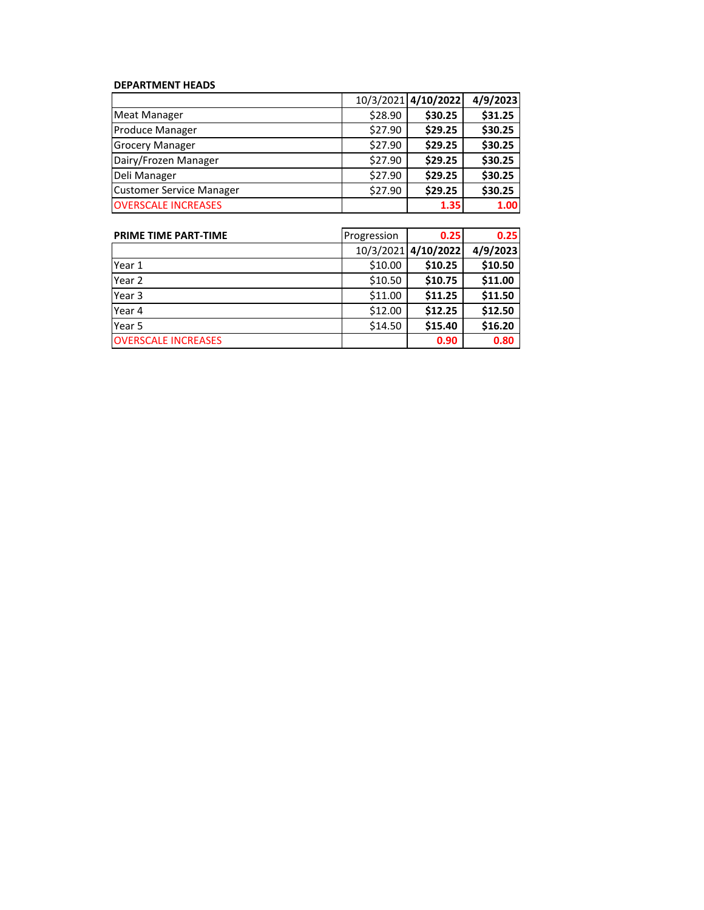**DEPARTMENT HEADS**

| | 10/3/2021 | 4/10/2022 | 4/9/2023 |
|---|---|---|---|
| Meat Manager | $28.90 | **$30.25** | **$31.25** |
| Produce Manager | $27.90 | **$29.25** | **$30.25** |
| Grocery Manager | $27.90 | **$29.25** | **$30.25** |
| Dairy/Frozen Manager | $27.90 | **$29.25** | **$30.25** |
| Deli Manager | $27.90 | **$29.25** | **$30.25** |
| Customer Service Manager | $27.90 | **$29.25** | **$30.25** |
| OVERSCALE INCREASES | | **1.35** | **1.00** |

**PRIME TIME PART-TIME**

| | Progression | 0.25 | 0.25 |
|---|---|---|---|
| | 10/3/2021 | **4/10/2022** | **4/9/2023** |
| Year 1 | $10.00 | **$10.25** | **$10.50** |
| Year 2 | $10.50 | **$10.75** | **$11.00** |
| Year 3 | $11.00 | **$11.25** | **$11.50** |
| Year 4 | $12.00 | **$12.25** | **$12.50** |
| Year 5 | $14.50 | **$15.40** | **$16.20** |
| OVERSCALE INCREASES | | **0.90** | **0.80** |